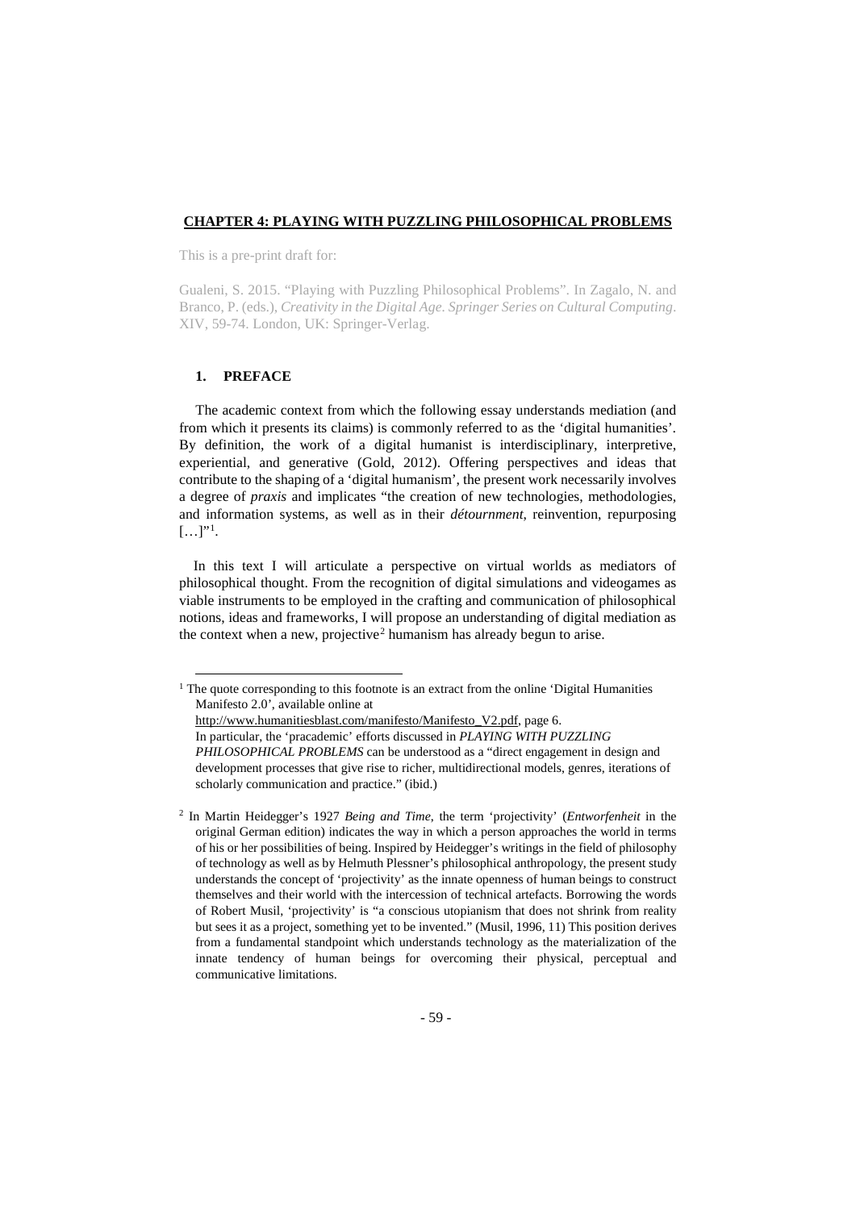# CHAPTER 4: PLAYING WITH PUZZLING PHILOSOPHICAL PROBLEMS

This is a pre-print draft for:

Gualeni, S. 2015. "Playing with Puzzling Philosophical Problems". In Zagalo, N. and Branco, P. (eds.), *Creativity in the Digital Age. Springer Series on Cultural Computing*. XIV, 59-74. London, UK: Springer-Verlag.

## 1. PREFACE

The academic context from which the following essay understands mediation (and from which it presents its claims) is commonly referred to as the 'digital humanities'. By definition, the work of a digital humanist is interdisciplinary, interpretive, experiential, and generative (Gold, 2012). Offering perspectives and ideas that contribute to the shaping of a 'digital humanism', the present work necessarily involves a degree of *praxis* and implicates "the creation of new technologies, methodologies, and information systems, as well as in their *détournment*, reinvention, repurposing […]"[1].

In this text I will articulate a perspective on virtual worlds as mediators of philosophical thought. From the recognition of digital simulations and videogames as viable instruments to be employed in the crafting and communication of philosophical notions, ideas and frameworks, I will propose an understanding of digital mediation as the context when a new, projective[2] humanism has already begun to arise.

[1] The quote corresponding to this footnote is an extract from the online 'Digital Humanities Manifesto 2.0', available online at http://www.humanitiesblast.com/manifesto/Manifesto_V2.pdf, page 6.
In particular, the 'pracademic' efforts discussed in *PLAYING WITH PUZZLING PHILOSOPHICAL PROBLEMS* can be understood as a "direct engagement in design and development processes that give rise to richer, multidirectional models, genres, iterations of scholarly communication and practice." (ibid.)

[2] In Martin Heidegger's 1927 *Being and Time*, the term 'projectivity' (*Entworfenheit* in the original German edition) indicates the way in which a person approaches the world in terms of his or her possibilities of being. Inspired by Heidegger's writings in the field of philosophy of technology as well as by Helmuth Plessner's philosophical anthropology, the present study understands the concept of 'projectivity' as the innate openness of human beings to construct themselves and their world with the intercession of technical artefacts. Borrowing the words of Robert Musil, 'projectivity' is "a conscious utopianism that does not shrink from reality but sees it as a project, something yet to be invented." (Musil, 1996, 11) This position derives from a fundamental standpoint which understands technology as the materialization of the innate tendency of human beings for overcoming their physical, perceptual and communicative limitations.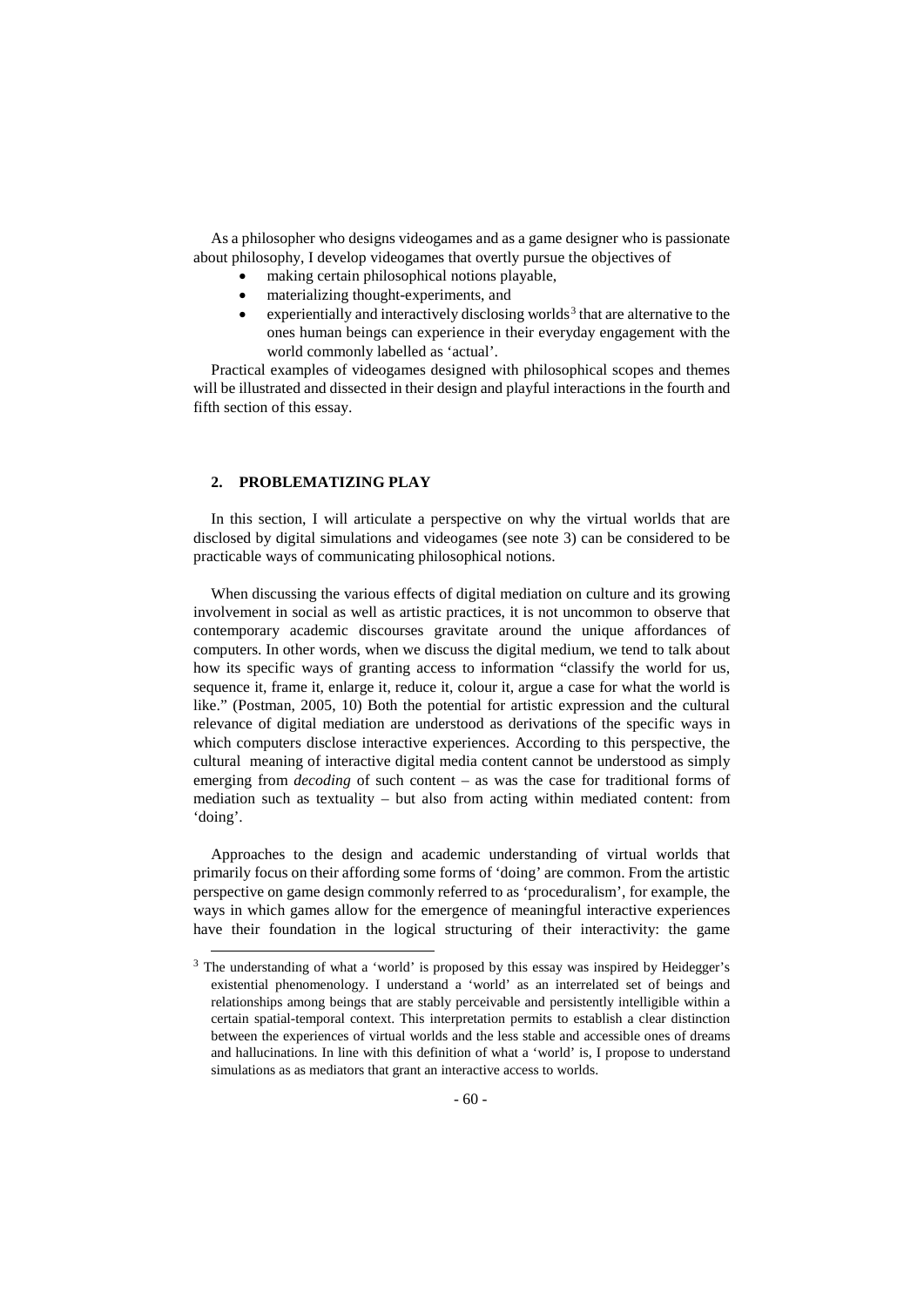As a philosopher who designs videogames and as a game designer who is passionate about philosophy, I develop videogames that overtly pursue the objectives of

- making certain philosophical notions playable,
- materializing thought-experiments, and
- experientially and interactively disclosing worlds[3] that are alternative to the ones human beings can experience in their everyday engagement with the world commonly labelled as 'actual'.

Practical examples of videogames designed with philosophical scopes and themes will be illustrated and dissected in their design and playful interactions in the fourth and fifth section of this essay.

## 2. PROBLEMATIZING PLAY

In this section, I will articulate a perspective on why the virtual worlds that are disclosed by digital simulations and videogames (see note 3) can be considered to be practicable ways of communicating philosophical notions.

When discussing the various effects of digital mediation on culture and its growing involvement in social as well as artistic practices, it is not uncommon to observe that contemporary academic discourses gravitate around the unique affordances of computers. In other words, when we discuss the digital medium, we tend to talk about how its specific ways of granting access to information "classify the world for us, sequence it, frame it, enlarge it, reduce it, colour it, argue a case for what the world is like." (Postman, 2005, 10) Both the potential for artistic expression and the cultural relevance of digital mediation are understood as derivations of the specific ways in which computers disclose interactive experiences. According to this perspective, the cultural meaning of interactive digital media content cannot be understood as simply emerging from *decoding* of such content – as was the case for traditional forms of mediation such as textuality – but also from acting within mediated content: from 'doing'.

Approaches to the design and academic understanding of virtual worlds that primarily focus on their affording some forms of 'doing' are common. From the artistic perspective on game design commonly referred to as 'proceduralism', for example, the ways in which games allow for the emergence of meaningful interactive experiences have their foundation in the logical structuring of their interactivity: the game

[3] The understanding of what a 'world' is proposed by this essay was inspired by Heidegger's existential phenomenology. I understand a 'world' as an interrelated set of beings and relationships among beings that are stably perceivable and persistently intelligible within a certain spatial-temporal context. This interpretation permits to establish a clear distinction between the experiences of virtual worlds and the less stable and accessible ones of dreams and hallucinations. In line with this definition of what a 'world' is, I propose to understand simulations as as mediators that grant an interactive access to worlds.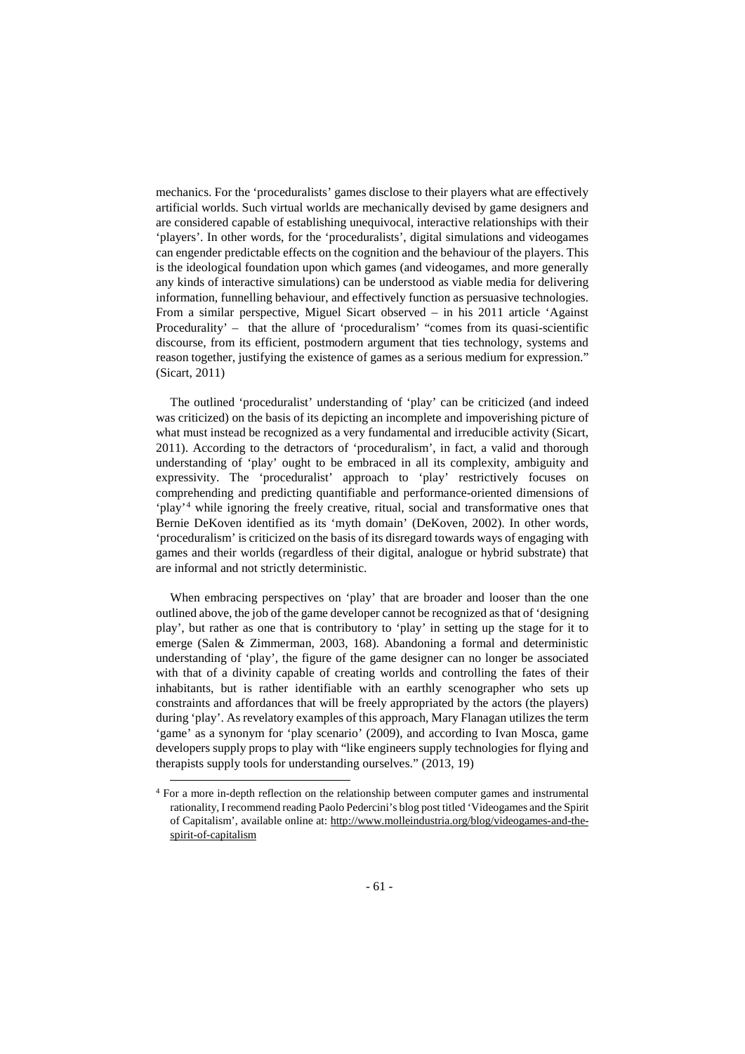mechanics. For the 'proceduralists' games disclose to their players what are effectively artificial worlds. Such virtual worlds are mechanically devised by game designers and are considered capable of establishing unequivocal, interactive relationships with their 'players'. In other words, for the 'proceduralists', digital simulations and videogames can engender predictable effects on the cognition and the behaviour of the players. This is the ideological foundation upon which games (and videogames, and more generally any kinds of interactive simulations) can be understood as viable media for delivering information, funnelling behaviour, and effectively function as persuasive technologies. From a similar perspective, Miguel Sicart observed – in his 2011 article 'Against Procedurality' – that the allure of 'proceduralism' "comes from its quasi-scientific discourse, from its efficient, postmodern argument that ties technology, systems and reason together, justifying the existence of games as a serious medium for expression." (Sicart, 2011)

The outlined 'proceduralist' understanding of 'play' can be criticized (and indeed was criticized) on the basis of its depicting an incomplete and impoverishing picture of what must instead be recognized as a very fundamental and irreducible activity (Sicart, 2011). According to the detractors of 'proceduralism', in fact, a valid and thorough understanding of 'play' ought to be embraced in all its complexity, ambiguity and expressivity. The 'proceduralist' approach to 'play' restrictively focuses on comprehending and predicting quantifiable and performance-oriented dimensions of 'play'[4] while ignoring the freely creative, ritual, social and transformative ones that Bernie DeKoven identified as its 'myth domain' (DeKoven, 2002). In other words, 'proceduralism' is criticized on the basis of its disregard towards ways of engaging with games and their worlds (regardless of their digital, analogue or hybrid substrate) that are informal and not strictly deterministic.

When embracing perspectives on 'play' that are broader and looser than the one outlined above, the job of the game developer cannot be recognized as that of 'designing play', but rather as one that is contributory to 'play' in setting up the stage for it to emerge (Salen & Zimmerman, 2003, 168). Abandoning a formal and deterministic understanding of 'play', the figure of the game designer can no longer be associated with that of a divinity capable of creating worlds and controlling the fates of their inhabitants, but is rather identifiable with an earthly scenographer who sets up constraints and affordances that will be freely appropriated by the actors (the players) during 'play'. As revelatory examples of this approach, Mary Flanagan utilizes the term 'game' as a synonym for 'play scenario' (2009), and according to Ivan Mosca, game developers supply props to play with "like engineers supply technologies for flying and therapists supply tools for understanding ourselves." (2013, 19)

[4] For a more in-depth reflection on the relationship between computer games and instrumental rationality, I recommend reading Paolo Pedercini's blog post titled 'Videogames and the Spirit of Capitalism', available online at: http://www.molleindustria.org/blog/videogames-and-the-spirit-of-capitalism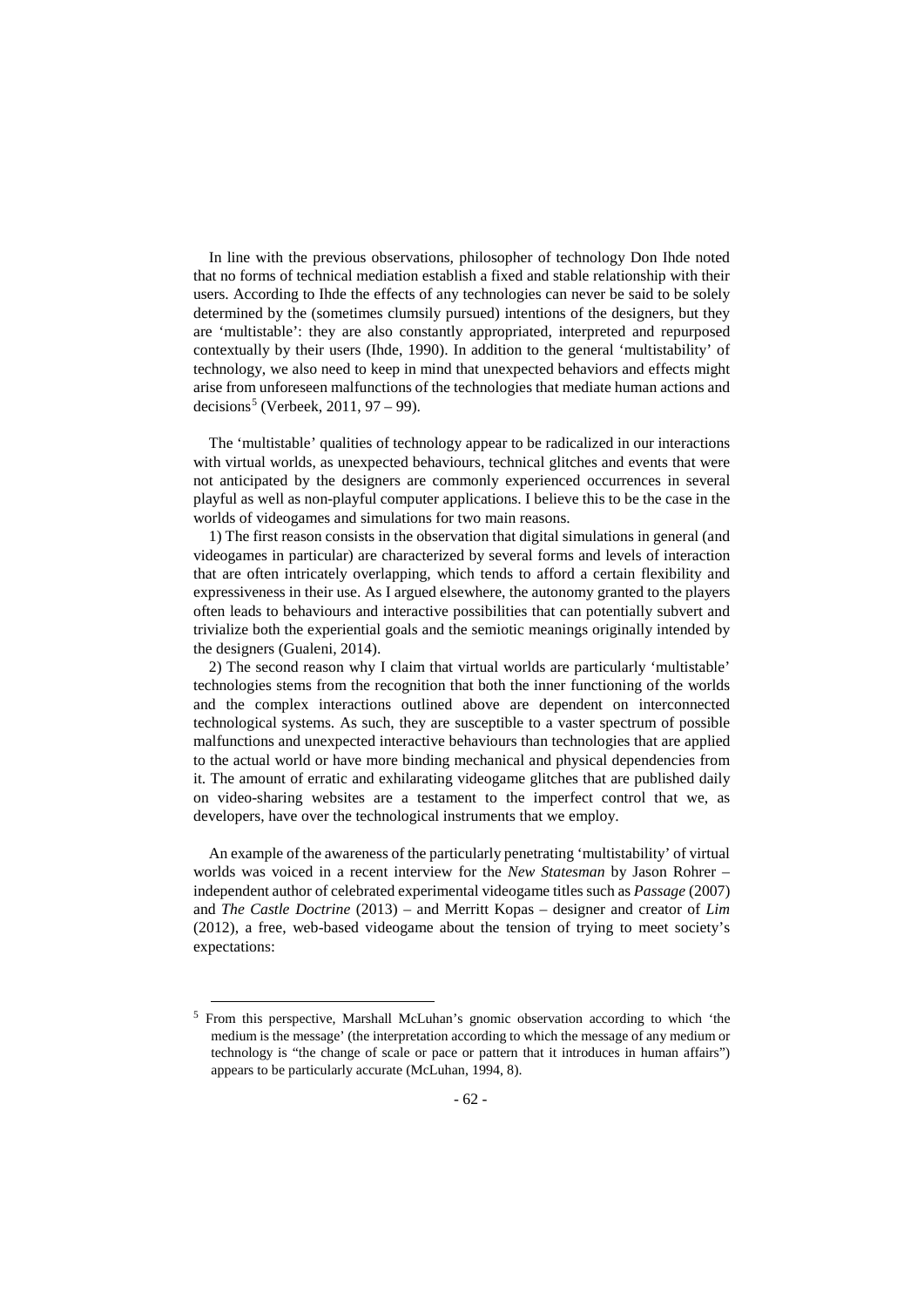In line with the previous observations, philosopher of technology Don Ihde noted that no forms of technical mediation establish a fixed and stable relationship with their users. According to Ihde the effects of any technologies can never be said to be solely determined by the (sometimes clumsily pursued) intentions of the designers, but they are 'multistable': they are also constantly appropriated, interpreted and repurposed contextually by their users (Ihde, 1990). In addition to the general 'multistability' of technology, we also need to keep in mind that unexpected behaviors and effects might arise from unforeseen malfunctions of the technologies that mediate human actions and decisions[5] (Verbeek, 2011, 97 – 99).

The 'multistable' qualities of technology appear to be radicalized in our interactions with virtual worlds, as unexpected behaviours, technical glitches and events that were not anticipated by the designers are commonly experienced occurrences in several playful as well as non-playful computer applications. I believe this to be the case in the worlds of videogames and simulations for two main reasons.

1) The first reason consists in the observation that digital simulations in general (and videogames in particular) are characterized by several forms and levels of interaction that are often intricately overlapping, which tends to afford a certain flexibility and expressiveness in their use. As I argued elsewhere, the autonomy granted to the players often leads to behaviours and interactive possibilities that can potentially subvert and trivialize both the experiential goals and the semiotic meanings originally intended by the designers (Gualeni, 2014).

2) The second reason why I claim that virtual worlds are particularly 'multistable' technologies stems from the recognition that both the inner functioning of the worlds and the complex interactions outlined above are dependent on interconnected technological systems. As such, they are susceptible to a vaster spectrum of possible malfunctions and unexpected interactive behaviours than technologies that are applied to the actual world or have more binding mechanical and physical dependencies from it. The amount of erratic and exhilarating videogame glitches that are published daily on video-sharing websites are a testament to the imperfect control that we, as developers, have over the technological instruments that we employ.

An example of the awareness of the particularly penetrating 'multistability' of virtual worlds was voiced in a recent interview for the *New Statesman* by Jason Rohrer – independent author of celebrated experimental videogame titles such as *Passage* (2007) and *The Castle Doctrine* (2013) – and Merritt Kopas – designer and creator of *Lim* (2012), a free, web-based videogame about the tension of trying to meet society's expectations:

---

[5] From this perspective, Marshall McLuhan's gnomic observation according to which 'the medium is the message' (the interpretation according to which the message of any medium or technology is "the change of scale or pace or pattern that it introduces in human affairs") appears to be particularly accurate (McLuhan, 1994, 8).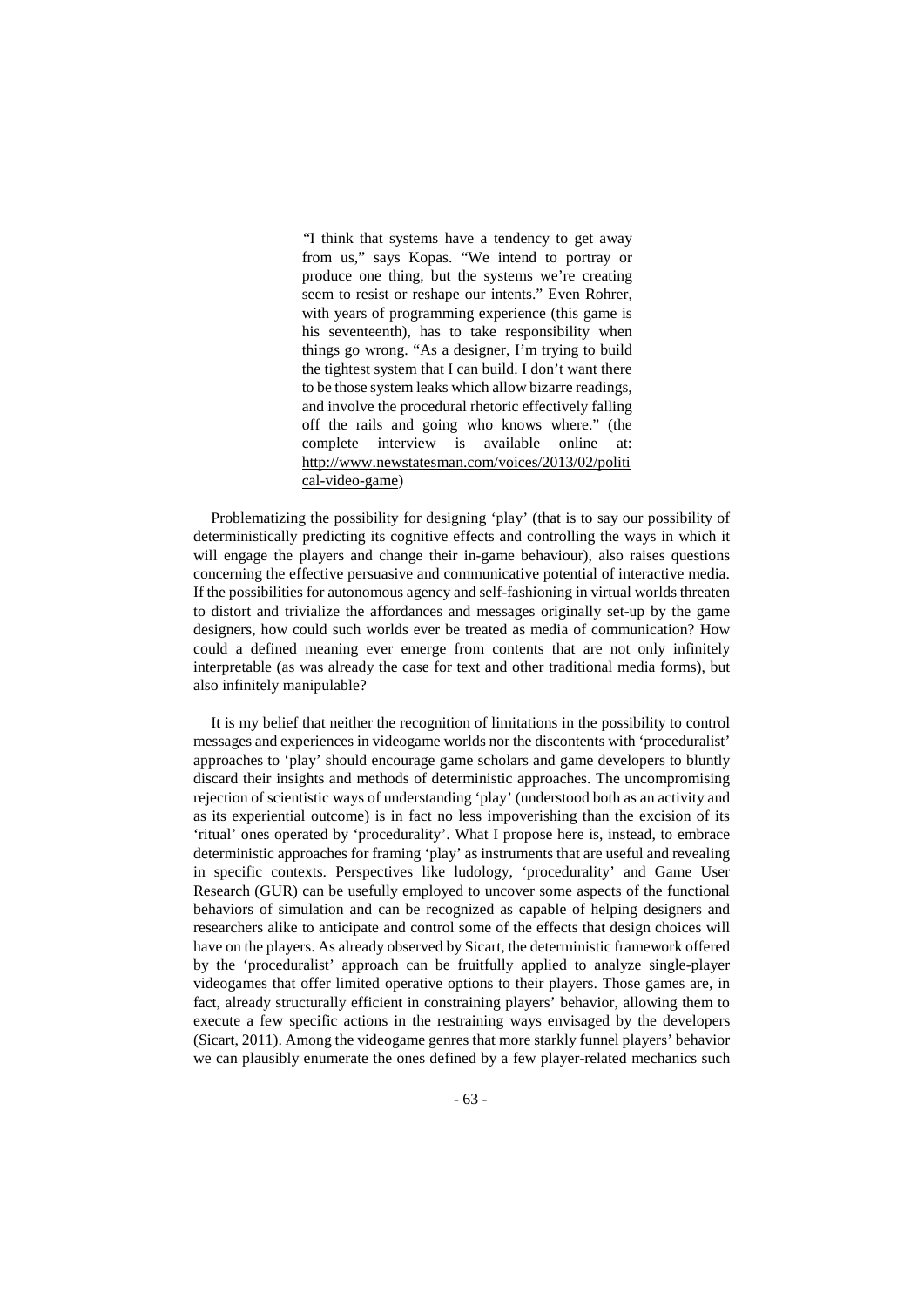> "I think that systems have a tendency to get away from us," says Kopas. "We intend to portray or produce one thing, but the systems we're creating seem to resist or reshape our intents." Even Rohrer, with years of programming experience (this game is his seventeenth), has to take responsibility when things go wrong. "As a designer, I'm trying to build the tightest system that I can build. I don't want there to be those system leaks which allow bizarre readings, and involve the procedural rhetoric effectively falling off the rails and going who knows where." (the complete interview is available online at: http://www.newstatesman.com/voices/2013/02/political-video-game)

Problematizing the possibility for designing 'play' (that is to say our possibility of deterministically predicting its cognitive effects and controlling the ways in which it will engage the players and change their in-game behaviour), also raises questions concerning the effective persuasive and communicative potential of interactive media. If the possibilities for autonomous agency and self-fashioning in virtual worlds threaten to distort and trivialize the affordances and messages originally set-up by the game designers, how could such worlds ever be treated as media of communication? How could a defined meaning ever emerge from contents that are not only infinitely interpretable (as was already the case for text and other traditional media forms), but also infinitely manipulable?

It is my belief that neither the recognition of limitations in the possibility to control messages and experiences in videogame worlds nor the discontents with 'proceduralist' approaches to 'play' should encourage game scholars and game developers to bluntly discard their insights and methods of deterministic approaches. The uncompromising rejection of scientistic ways of understanding 'play' (understood both as an activity and as its experiential outcome) is in fact no less impoverishing than the excision of its 'ritual' ones operated by 'procedurality'. What I propose here is, instead, to embrace deterministic approaches for framing 'play' as instruments that are useful and revealing in specific contexts. Perspectives like ludology, 'procedurality' and Game User Research (GUR) can be usefully employed to uncover some aspects of the functional behaviors of simulation and can be recognized as capable of helping designers and researchers alike to anticipate and control some of the effects that design choices will have on the players. As already observed by Sicart, the deterministic framework offered by the 'proceduralist' approach can be fruitfully applied to analyze single-player videogames that offer limited operative options to their players. Those games are, in fact, already structurally efficient in constraining players' behavior, allowing them to execute a few specific actions in the restraining ways envisaged by the developers (Sicart, 2011). Among the videogame genres that more starkly funnel players' behavior we can plausibly enumerate the ones defined by a few player-related mechanics such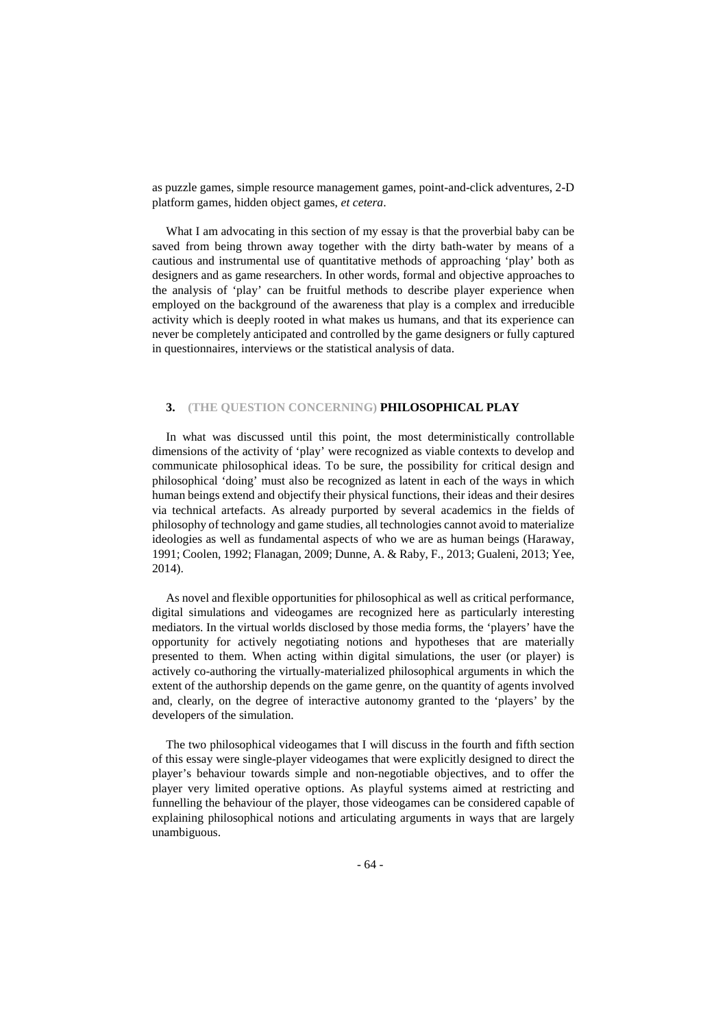as puzzle games, simple resource management games, point-and-click adventures, 2-D platform games, hidden object games, *et cetera*.

What I am advocating in this section of my essay is that the proverbial baby can be saved from being thrown away together with the dirty bath-water by means of a cautious and instrumental use of quantitative methods of approaching 'play' both as designers and as game researchers. In other words, formal and objective approaches to the analysis of 'play' can be fruitful methods to describe player experience when employed on the background of the awareness that play is a complex and irreducible activity which is deeply rooted in what makes us humans, and that its experience can never be completely anticipated and controlled by the game designers or fully captured in questionnaires, interviews or the statistical analysis of data.

## 3. (THE QUESTION CONCERNING) **PHILOSOPHICAL PLAY**

In what was discussed until this point, the most deterministically controllable dimensions of the activity of 'play' were recognized as viable contexts to develop and communicate philosophical ideas. To be sure, the possibility for critical design and philosophical 'doing' must also be recognized as latent in each of the ways in which human beings extend and objectify their physical functions, their ideas and their desires via technical artefacts. As already purported by several academics in the fields of philosophy of technology and game studies, all technologies cannot avoid to materialize ideologies as well as fundamental aspects of who we are as human beings (Haraway, 1991; Coolen, 1992; Flanagan, 2009; Dunne, A. & Raby, F., 2013; Gualeni, 2013; Yee, 2014).

As novel and flexible opportunities for philosophical as well as critical performance, digital simulations and videogames are recognized here as particularly interesting mediators. In the virtual worlds disclosed by those media forms, the 'players' have the opportunity for actively negotiating notions and hypotheses that are materially presented to them. When acting within digital simulations, the user (or player) is actively co-authoring the virtually-materialized philosophical arguments in which the extent of the authorship depends on the game genre, on the quantity of agents involved and, clearly, on the degree of interactive autonomy granted to the 'players' by the developers of the simulation.

The two philosophical videogames that I will discuss in the fourth and fifth section of this essay were single-player videogames that were explicitly designed to direct the player's behaviour towards simple and non-negotiable objectives, and to offer the player very limited operative options. As playful systems aimed at restricting and funnelling the behaviour of the player, those videogames can be considered capable of explaining philosophical notions and articulating arguments in ways that are largely unambiguous.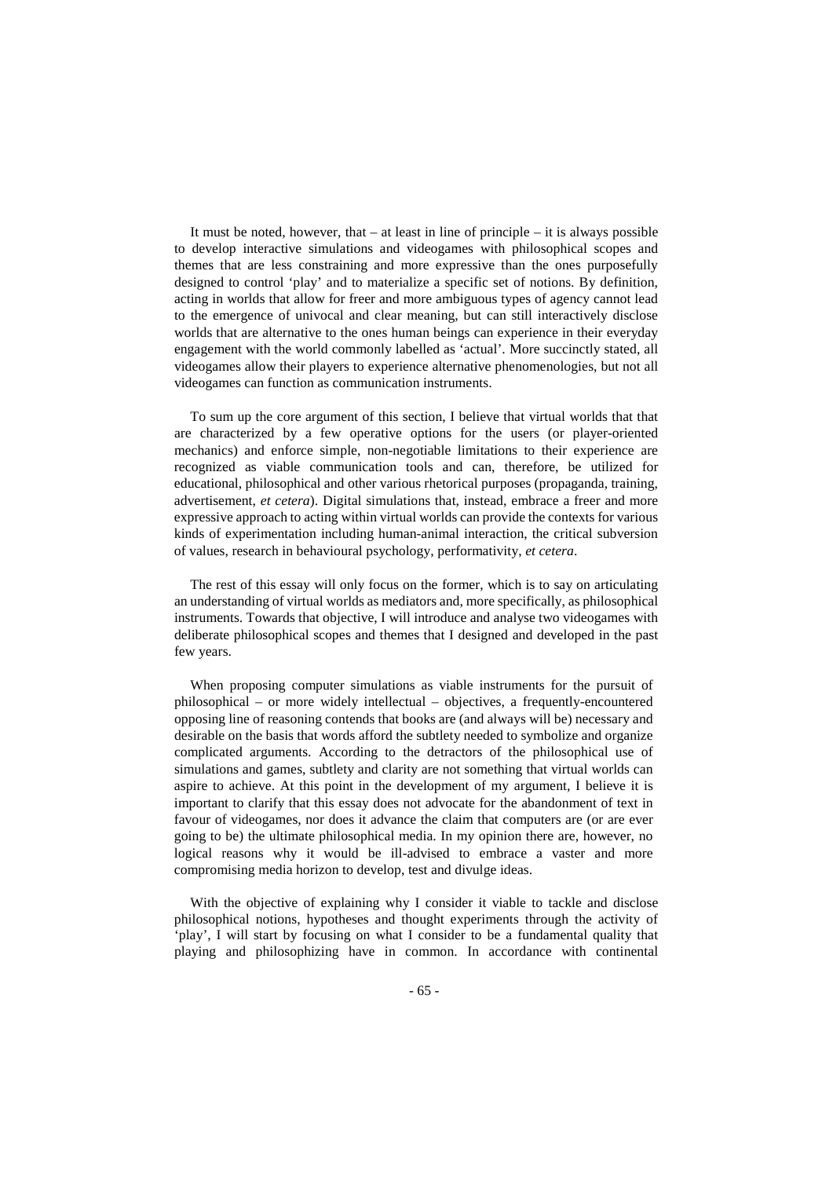It must be noted, however, that – at least in line of principle – it is always possible to develop interactive simulations and videogames with philosophical scopes and themes that are less constraining and more expressive than the ones purposefully designed to control 'play' and to materialize a specific set of notions. By definition, acting in worlds that allow for freer and more ambiguous types of agency cannot lead to the emergence of univocal and clear meaning, but can still interactively disclose worlds that are alternative to the ones human beings can experience in their everyday engagement with the world commonly labelled as 'actual'. More succinctly stated, all videogames allow their players to experience alternative phenomenologies, but not all videogames can function as communication instruments.

To sum up the core argument of this section, I believe that virtual worlds that that are characterized by a few operative options for the users (or player-oriented mechanics) and enforce simple, non-negotiable limitations to their experience are recognized as viable communication tools and can, therefore, be utilized for educational, philosophical and other various rhetorical purposes (propaganda, training, advertisement, *et cetera*). Digital simulations that, instead, embrace a freer and more expressive approach to acting within virtual worlds can provide the contexts for various kinds of experimentation including human-animal interaction, the critical subversion of values, research in behavioural psychology, performativity, *et cetera*.

The rest of this essay will only focus on the former, which is to say on articulating an understanding of virtual worlds as mediators and, more specifically, as philosophical instruments. Towards that objective, I will introduce and analyse two videogames with deliberate philosophical scopes and themes that I designed and developed in the past few years.

When proposing computer simulations as viable instruments for the pursuit of philosophical – or more widely intellectual – objectives, a frequently-encountered opposing line of reasoning contends that books are (and always will be) necessary and desirable on the basis that words afford the subtlety needed to symbolize and organize complicated arguments. According to the detractors of the philosophical use of simulations and games, subtlety and clarity are not something that virtual worlds can aspire to achieve. At this point in the development of my argument, I believe it is important to clarify that this essay does not advocate for the abandonment of text in favour of videogames, nor does it advance the claim that computers are (or are ever going to be) the ultimate philosophical media. In my opinion there are, however, no logical reasons why it would be ill-advised to embrace a vaster and more compromising media horizon to develop, test and divulge ideas.

With the objective of explaining why I consider it viable to tackle and disclose philosophical notions, hypotheses and thought experiments through the activity of 'play', I will start by focusing on what I consider to be a fundamental quality that playing and philosophizing have in common. In accordance with continental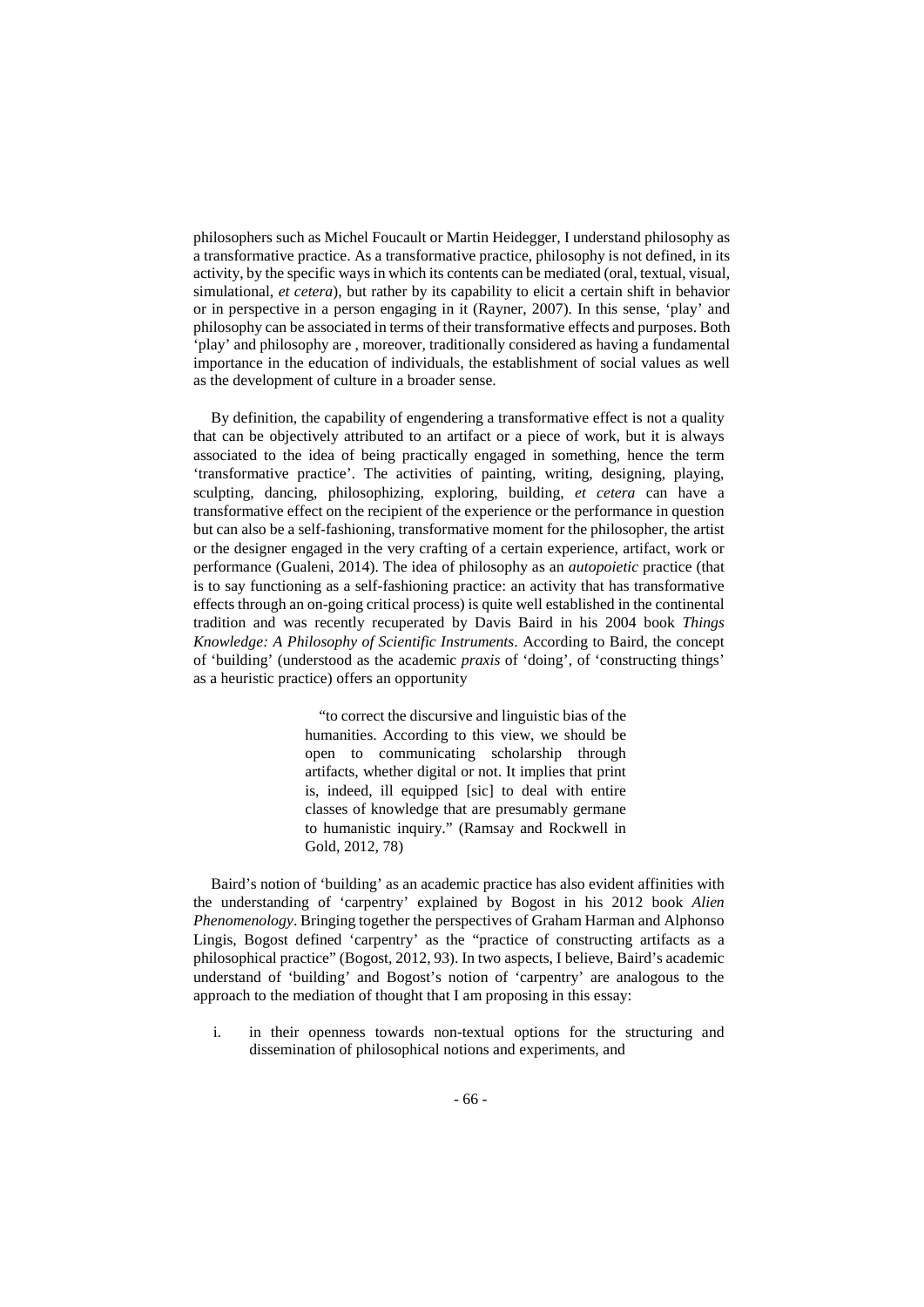philosophers such as Michel Foucault or Martin Heidegger, I understand philosophy as a transformative practice. As a transformative practice, philosophy is not defined, in its activity, by the specific ways in which its contents can be mediated (oral, textual, visual, simulational, *et cetera*), but rather by its capability to elicit a certain shift in behavior or in perspective in a person engaging in it (Rayner, 2007). In this sense, 'play' and philosophy can be associated in terms of their transformative effects and purposes. Both 'play' and philosophy are , moreover, traditionally considered as having a fundamental importance in the education of individuals, the establishment of social values as well as the development of culture in a broader sense.

By definition, the capability of engendering a transformative effect is not a quality that can be objectively attributed to an artifact or a piece of work, but it is always associated to the idea of being practically engaged in something, hence the term 'transformative practice'. The activities of painting, writing, designing, playing, sculpting, dancing, philosophizing, exploring, building, *et cetera* can have a transformative effect on the recipient of the experience or the performance in question but can also be a self-fashioning, transformative moment for the philosopher, the artist or the designer engaged in the very crafting of a certain experience, artifact, work or performance (Gualeni, 2014). The idea of philosophy as an *autopoietic* practice (that is to say functioning as a self-fashioning practice: an activity that has transformative effects through an on-going critical process) is quite well established in the continental tradition and was recently recuperated by Davis Baird in his 2004 book *Things Knowledge: A Philosophy of Scientific Instruments*. According to Baird, the concept of 'building' (understood as the academic *praxis* of 'doing', of 'constructing things' as a heuristic practice) offers an opportunity

> "to correct the discursive and linguistic bias of the humanities. According to this view, we should be open to communicating scholarship through artifacts, whether digital or not. It implies that print is, indeed, ill equipped [sic] to deal with entire classes of knowledge that are presumably germane to humanistic inquiry." (Ramsay and Rockwell in Gold, 2012, 78)

Baird's notion of 'building' as an academic practice has also evident affinities with the understanding of 'carpentry' explained by Bogost in his 2012 book *Alien Phenomenology*. Bringing together the perspectives of Graham Harman and Alphonso Lingis, Bogost defined 'carpentry' as the "practice of constructing artifacts as a philosophical practice" (Bogost, 2012, 93). In two aspects, I believe, Baird's academic understand of 'building' and Bogost's notion of 'carpentry' are analogous to the approach to the mediation of thought that I am proposing in this essay:

i. in their openness towards non-textual options for the structuring and dissemination of philosophical notions and experiments, and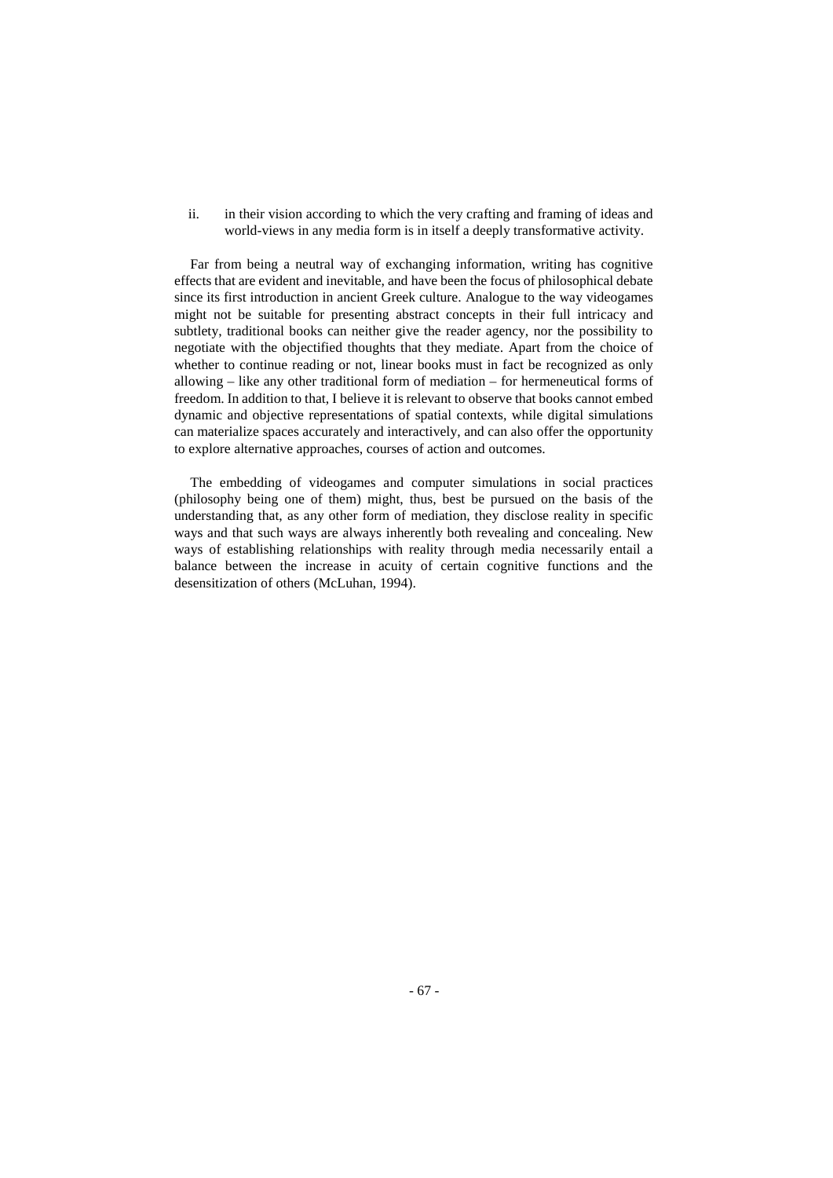ii. in their vision according to which the very crafting and framing of ideas and world-views in any media form is in itself a deeply transformative activity.

Far from being a neutral way of exchanging information, writing has cognitive effects that are evident and inevitable, and have been the focus of philosophical debate since its first introduction in ancient Greek culture. Analogue to the way videogames might not be suitable for presenting abstract concepts in their full intricacy and subtlety, traditional books can neither give the reader agency, nor the possibility to negotiate with the objectified thoughts that they mediate. Apart from the choice of whether to continue reading or not, linear books must in fact be recognized as only allowing – like any other traditional form of mediation – for hermeneutical forms of freedom. In addition to that, I believe it is relevant to observe that books cannot embed dynamic and objective representations of spatial contexts, while digital simulations can materialize spaces accurately and interactively, and can also offer the opportunity to explore alternative approaches, courses of action and outcomes.

The embedding of videogames and computer simulations in social practices (philosophy being one of them) might, thus, best be pursued on the basis of the understanding that, as any other form of mediation, they disclose reality in specific ways and that such ways are always inherently both revealing and concealing. New ways of establishing relationships with reality through media necessarily entail a balance between the increase in acuity of certain cognitive functions and the desensitization of others (McLuhan, 1994).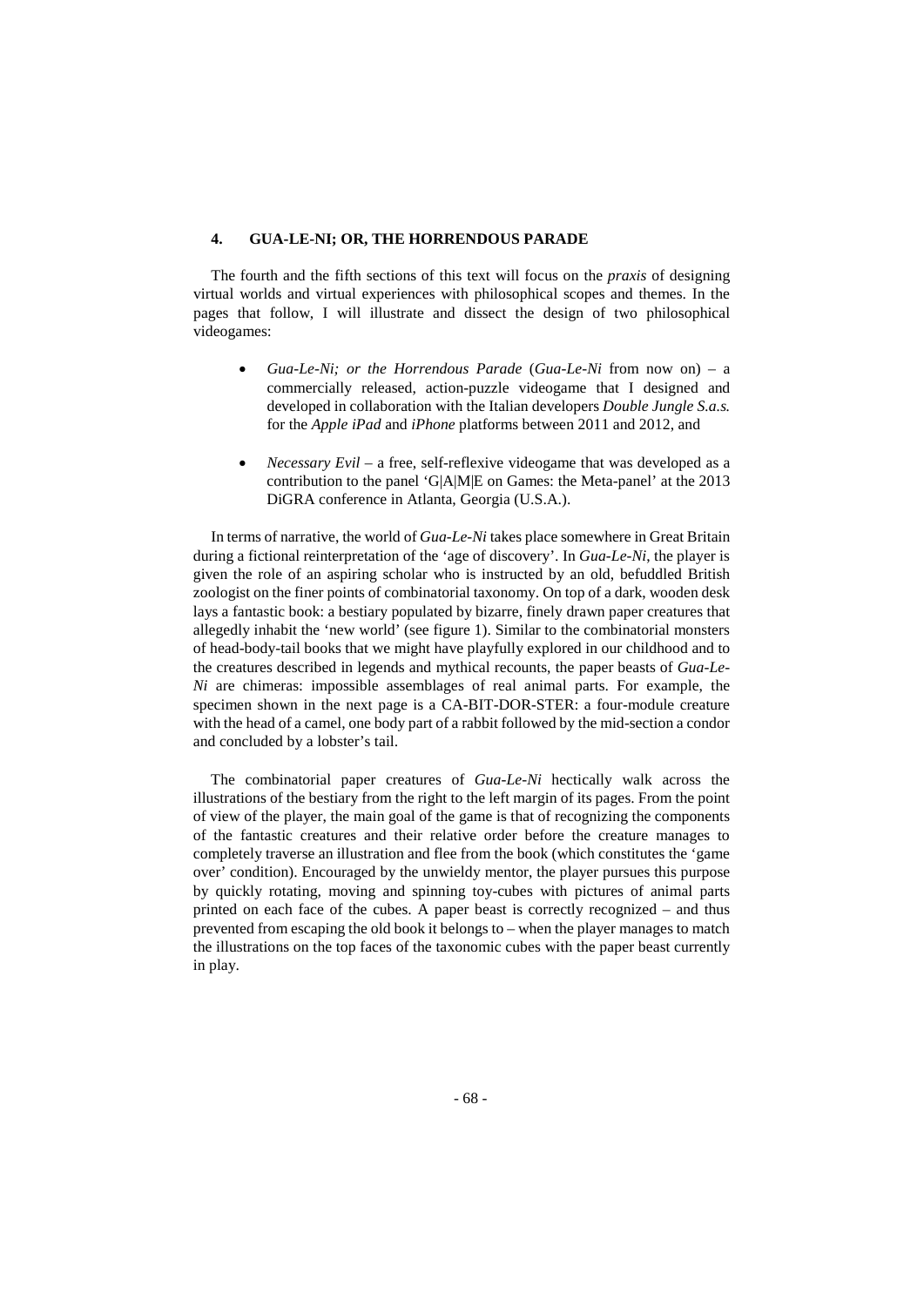## 4. GUA-LE-NI; OR, THE HORRENDOUS PARADE

The fourth and the fifth sections of this text will focus on the *praxis* of designing virtual worlds and virtual experiences with philosophical scopes and themes. In the pages that follow, I will illustrate and dissect the design of two philosophical videogames:

- *Gua-Le-Ni; or the Horrendous Parade* (*Gua-Le-Ni* from now on) – a commercially released, action-puzzle videogame that I designed and developed in collaboration with the Italian developers *Double Jungle S.a.s.* for the *Apple iPad* and *iPhone* platforms between 2011 and 2012, and

- *Necessary Evil* – a free, self-reflexive videogame that was developed as a contribution to the panel 'G|A|M|E on Games: the Meta-panel' at the 2013 DiGRA conference in Atlanta, Georgia (U.S.A.).

In terms of narrative, the world of *Gua-Le-Ni* takes place somewhere in Great Britain during a fictional reinterpretation of the 'age of discovery'. In *Gua-Le-Ni*, the player is given the role of an aspiring scholar who is instructed by an old, befuddled British zoologist on the finer points of combinatorial taxonomy. On top of a dark, wooden desk lays a fantastic book: a bestiary populated by bizarre, finely drawn paper creatures that allegedly inhabit the 'new world' (see figure 1). Similar to the combinatorial monsters of head-body-tail books that we might have playfully explored in our childhood and to the creatures described in legends and mythical recounts, the paper beasts of *Gua-Le-Ni* are chimeras: impossible assemblages of real animal parts. For example, the specimen shown in the next page is a CA-BIT-DOR-STER: a four-module creature with the head of a camel, one body part of a rabbit followed by the mid-section a condor and concluded by a lobster's tail.

The combinatorial paper creatures of *Gua-Le-Ni* hectically walk across the illustrations of the bestiary from the right to the left margin of its pages. From the point of view of the player, the main goal of the game is that of recognizing the components of the fantastic creatures and their relative order before the creature manages to completely traverse an illustration and flee from the book (which constitutes the 'game over' condition). Encouraged by the unwieldy mentor, the player pursues this purpose by quickly rotating, moving and spinning toy-cubes with pictures of animal parts printed on each face of the cubes. A paper beast is correctly recognized – and thus prevented from escaping the old book it belongs to – when the player manages to match the illustrations on the top faces of the taxonomic cubes with the paper beast currently in play.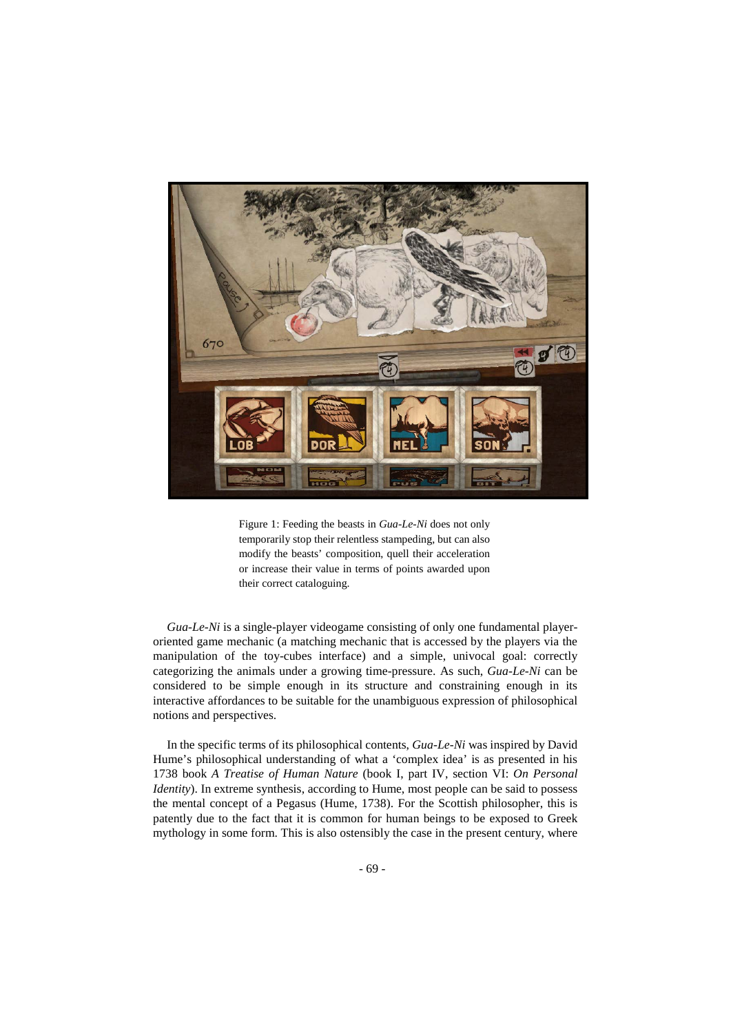Figure 1: Feeding the beasts in *Gua-Le-Ni* does not only temporarily stop their relentless stampeding, but can also modify the beasts' composition, quell their acceleration or increase their value in terms of points awarded upon their correct cataloguing.

*Gua-Le-Ni* is a single-player videogame consisting of only one fundamental player-oriented game mechanic (a matching mechanic that is accessed by the players via the manipulation of the toy-cubes interface) and a simple, univocal goal: correctly categorizing the animals under a growing time-pressure. As such, *Gua-Le-Ni* can be considered to be simple enough in its structure and constraining enough in its interactive affordances to be suitable for the unambiguous expression of philosophical notions and perspectives.

In the specific terms of its philosophical contents, *Gua-Le-Ni* was inspired by David Hume's philosophical understanding of what a 'complex idea' is as presented in his 1738 book *A Treatise of Human Nature* (book I, part IV, section VI: *On Personal Identity*). In extreme synthesis, according to Hume, most people can be said to possess the mental concept of a Pegasus (Hume, 1738). For the Scottish philosopher, this is patently due to the fact that it is common for human beings to be exposed to Greek mythology in some form. This is also ostensibly the case in the present century, where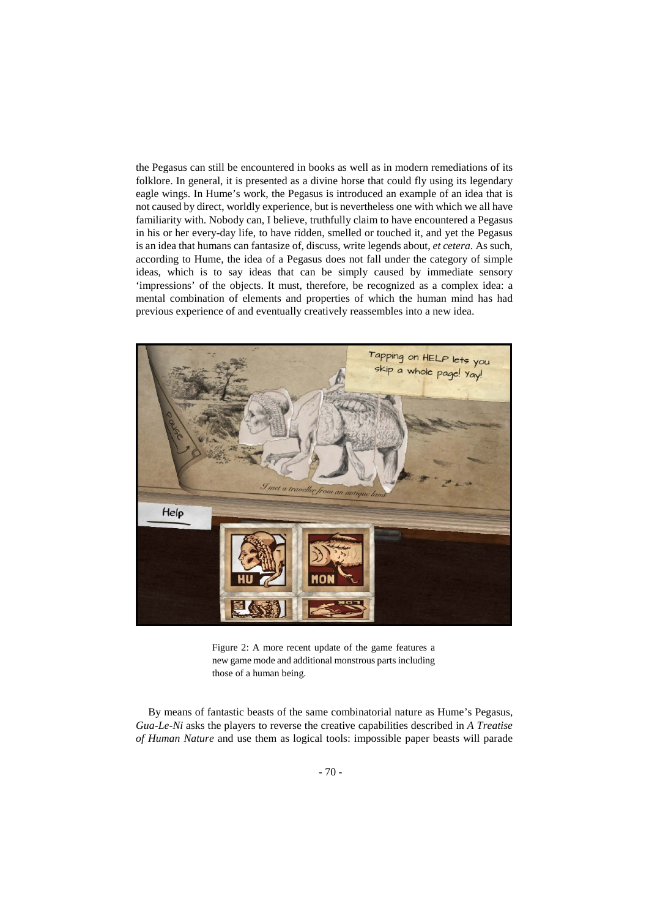the Pegasus can still be encountered in books as well as in modern remediations of its folklore. In general, it is presented as a divine horse that could fly using its legendary eagle wings. In Hume's work, the Pegasus is introduced an example of an idea that is not caused by direct, worldly experience, but is nevertheless one with which we all have familiarity with. Nobody can, I believe, truthfully claim to have encountered a Pegasus in his or her every-day life, to have ridden, smelled or touched it, and yet the Pegasus is an idea that humans can fantasize of, discuss, write legends about, *et cetera*. As such, according to Hume, the idea of a Pegasus does not fall under the category of simple ideas, which is to say ideas that can be simply caused by immediate sensory 'impressions' of the objects. It must, therefore, be recognized as a complex idea: a mental combination of elements and properties of which the human mind has had previous experience of and eventually creatively reassembles into a new idea.

Figure 2: A more recent update of the game features a new game mode and additional monstrous parts including those of a human being.

By means of fantastic beasts of the same combinatorial nature as Hume's Pegasus, *Gua-Le-Ni* asks the players to reverse the creative capabilities described in *A Treatise of Human Nature* and use them as logical tools: impossible paper beasts will parade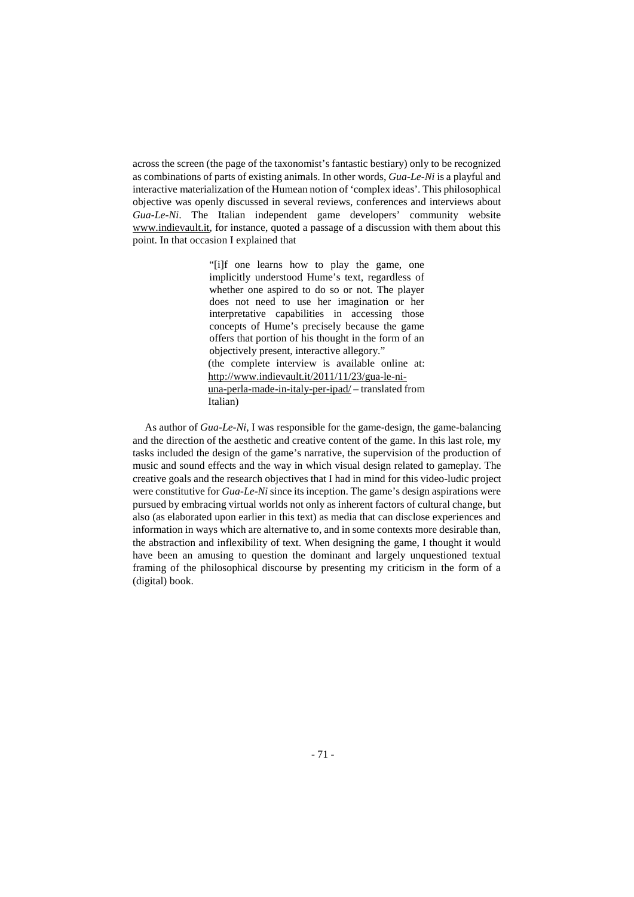across the screen (the page of the taxonomist's fantastic bestiary) only to be recognized as combinations of parts of existing animals. In other words, *Gua-Le-Ni* is a playful and interactive materialization of the Humean notion of 'complex ideas'. This philosophical objective was openly discussed in several reviews, conferences and interviews about *Gua-Le-Ni*. The Italian independent game developers' community website www.indievault.it, for instance, quoted a passage of a discussion with them about this point. In that occasion I explained that

> "[i]f one learns how to play the game, one implicitly understood Hume's text, regardless of whether one aspired to do so or not. The player does not need to use her imagination or her interpretative capabilities in accessing those concepts of Hume's precisely because the game offers that portion of his thought in the form of an objectively present, interactive allegory."
> (the complete interview is available online at: http://www.indievault.it/2011/11/23/gua-le-ni-una-perla-made-in-italy-per-ipad/ – translated from Italian)

As author of *Gua-Le-Ni*, I was responsible for the game-design, the game-balancing and the direction of the aesthetic and creative content of the game. In this last role, my tasks included the design of the game's narrative, the supervision of the production of music and sound effects and the way in which visual design related to gameplay. The creative goals and the research objectives that I had in mind for this video-ludic project were constitutive for *Gua-Le-Ni* since its inception. The game's design aspirations were pursued by embracing virtual worlds not only as inherent factors of cultural change, but also (as elaborated upon earlier in this text) as media that can disclose experiences and information in ways which are alternative to, and in some contexts more desirable than, the abstraction and inflexibility of text. When designing the game, I thought it would have been an amusing to question the dominant and largely unquestioned textual framing of the philosophical discourse by presenting my criticism in the form of a (digital) book.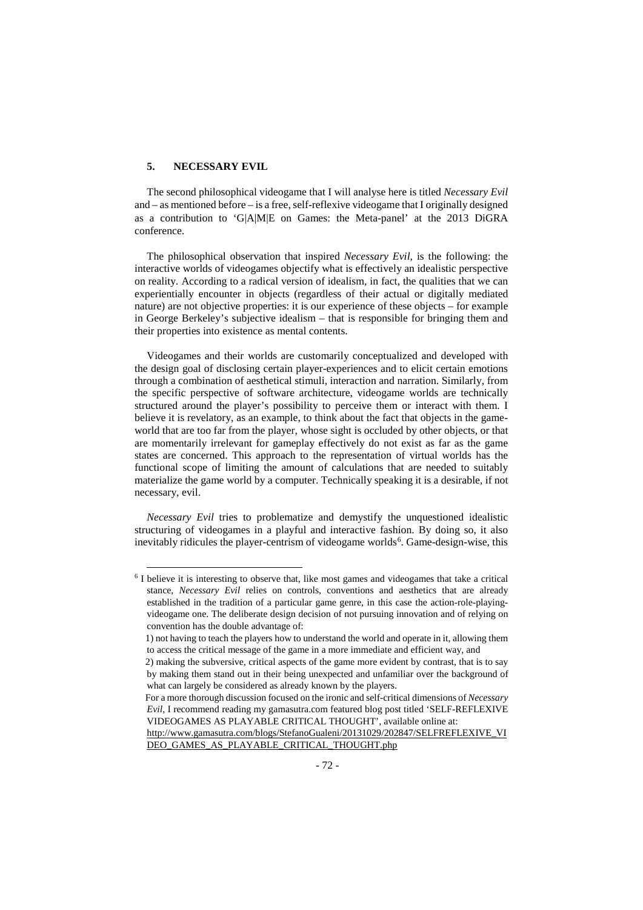## 5. NECESSARY EVIL

The second philosophical videogame that I will analyse here is titled *Necessary Evil* and – as mentioned before – is a free, self-reflexive videogame that I originally designed as a contribution to 'G|A|M|E on Games: the Meta-panel' at the 2013 DiGRA conference.

The philosophical observation that inspired *Necessary Evil,* is the following: the interactive worlds of videogames objectify what is effectively an idealistic perspective on reality. According to a radical version of idealism, in fact, the qualities that we can experientially encounter in objects (regardless of their actual or digitally mediated nature) are not objective properties: it is our experience of these objects – for example in George Berkeley's subjective idealism – that is responsible for bringing them and their properties into existence as mental contents.

Videogames and their worlds are customarily conceptualized and developed with the design goal of disclosing certain player-experiences and to elicit certain emotions through a combination of aesthetical stimuli, interaction and narration. Similarly, from the specific perspective of software architecture, videogame worlds are technically structured around the player's possibility to perceive them or interact with them. I believe it is revelatory, as an example, to think about the fact that objects in the game-world that are too far from the player, whose sight is occluded by other objects, or that are momentarily irrelevant for gameplay effectively do not exist as far as the game states are concerned. This approach to the representation of virtual worlds has the functional scope of limiting the amount of calculations that are needed to suitably materialize the game world by a computer. Technically speaking it is a desirable, if not necessary, evil.

*Necessary Evil* tries to problematize and demystify the unquestioned idealistic structuring of videogames in a playful and interactive fashion. By doing so, it also inevitably ridicules the player-centrism of videogame worlds[6]. Game-design-wise, this

---

[6] I believe it is interesting to observe that, like most games and videogames that take a critical stance, *Necessary Evil* relies on controls, conventions and aesthetics that are already established in the tradition of a particular game genre, in this case the action-role-playing-videogame one. The deliberate design decision of not pursuing innovation and of relying on convention has the double advantage of:

1) not having to teach the players how to understand the world and operate in it, allowing them to access the critical message of the game in a more immediate and efficient way, and

2) making the subversive, critical aspects of the game more evident by contrast, that is to say by making them stand out in their being unexpected and unfamiliar over the background of what can largely be considered as already known by the players.

For a more thorough discussion focused on the ironic and self-critical dimensions of *Necessary Evil*, I recommend reading my gamasutra.com featured blog post titled 'SELF-REFLEXIVE VIDEOGAMES AS PLAYABLE CRITICAL THOUGHT', available online at: http://www.gamasutra.com/blogs/StefanoGualeni/20131029/202847/SELFREFLEXIVE_VIDEO_GAMES_AS_PLAYABLE_CRITICAL_THOUGHT.php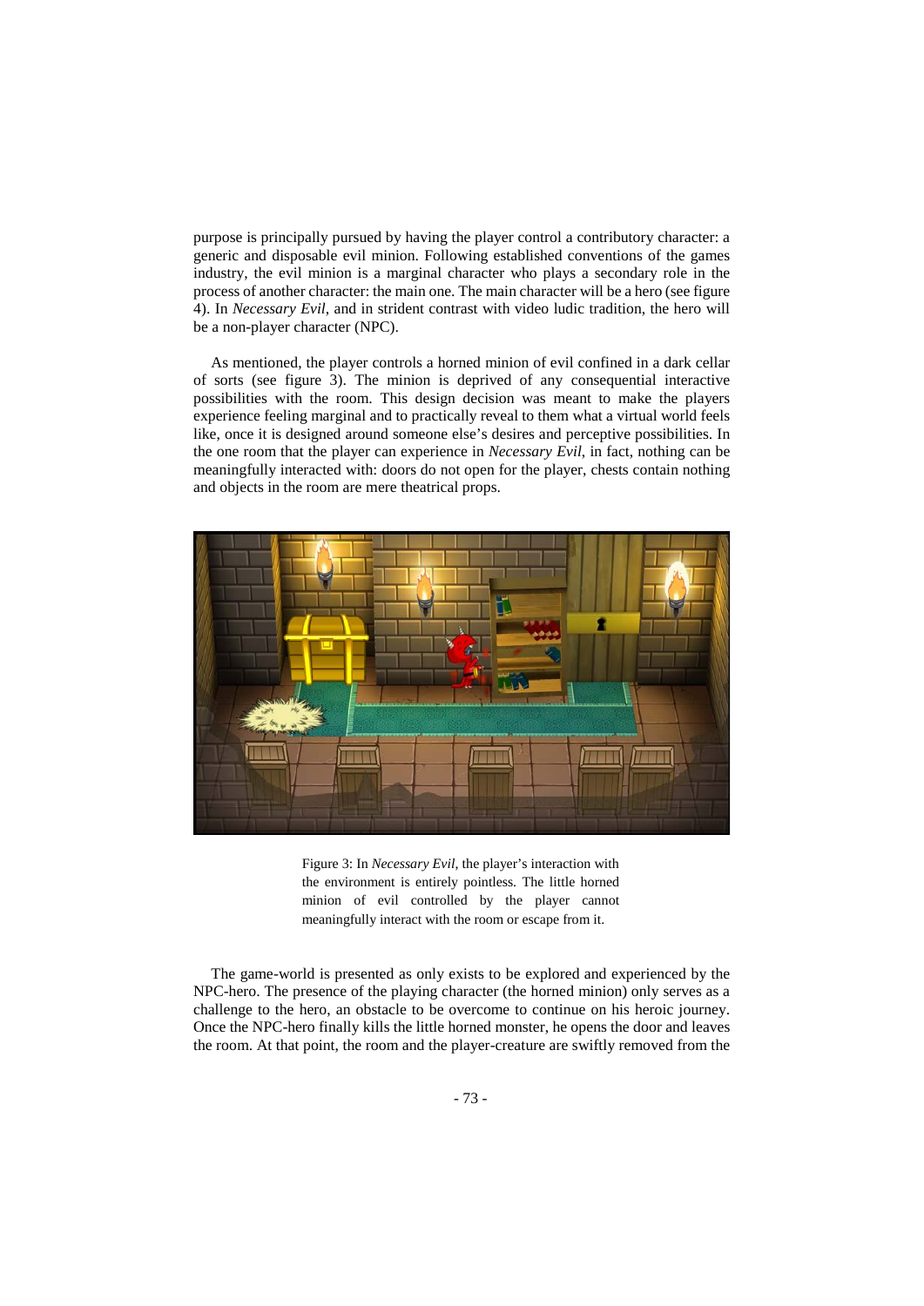purpose is principally pursued by having the player control a contributory character: a generic and disposable evil minion. Following established conventions of the games industry, the evil minion is a marginal character who plays a secondary role in the process of another character: the main one. The main character will be a hero (see figure 4). In *Necessary Evil*, and in strident contrast with video ludic tradition, the hero will be a non-player character (NPC).

As mentioned, the player controls a horned minion of evil confined in a dark cellar of sorts (see figure 3). The minion is deprived of any consequential interactive possibilities with the room. This design decision was meant to make the players experience feeling marginal and to practically reveal to them what a virtual world feels like, once it is designed around someone else's desires and perceptive possibilities. In the one room that the player can experience in *Necessary Evil*, in fact, nothing can be meaningfully interacted with: doors do not open for the player, chests contain nothing and objects in the room are mere theatrical props.

Figure 3: In *Necessary Evil*, the player's interaction with the environment is entirely pointless. The little horned minion of evil controlled by the player cannot meaningfully interact with the room or escape from it.

The game-world is presented as only exists to be explored and experienced by the NPC-hero. The presence of the playing character (the horned minion) only serves as a challenge to the hero, an obstacle to be overcome to continue on his heroic journey. Once the NPC-hero finally kills the little horned monster, he opens the door and leaves the room. At that point, the room and the player-creature are swiftly removed from the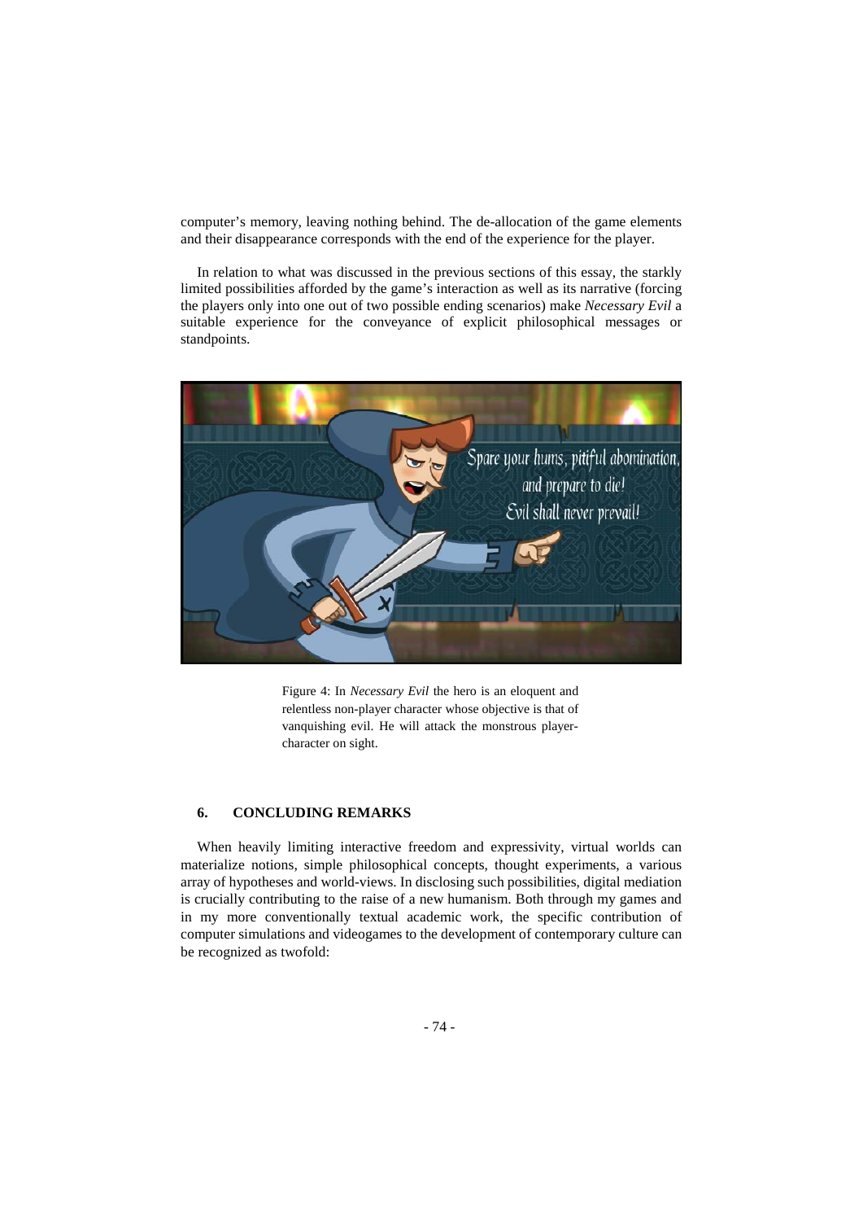computer's memory, leaving nothing behind. The de-allocation of the game elements and their disappearance corresponds with the end of the experience for the player.

In relation to what was discussed in the previous sections of this essay, the starkly limited possibilities afforded by the game's interaction as well as its narrative (forcing the players only into one out of two possible ending scenarios) make *Necessary Evil* a suitable experience for the conveyance of explicit philosophical messages or standpoints.

Figure 4: In *Necessary Evil* the hero is an eloquent and relentless non-player character whose objective is that of vanquishing evil. He will attack the monstrous player-character on sight.

## 6. CONCLUDING REMARKS

When heavily limiting interactive freedom and expressivity, virtual worlds can materialize notions, simple philosophical concepts, thought experiments, a various array of hypotheses and world-views. In disclosing such possibilities, digital mediation is crucially contributing to the raise of a new humanism. Both through my games and in my more conventionally textual academic work, the specific contribution of computer simulations and videogames to the development of contemporary culture can be recognized as twofold: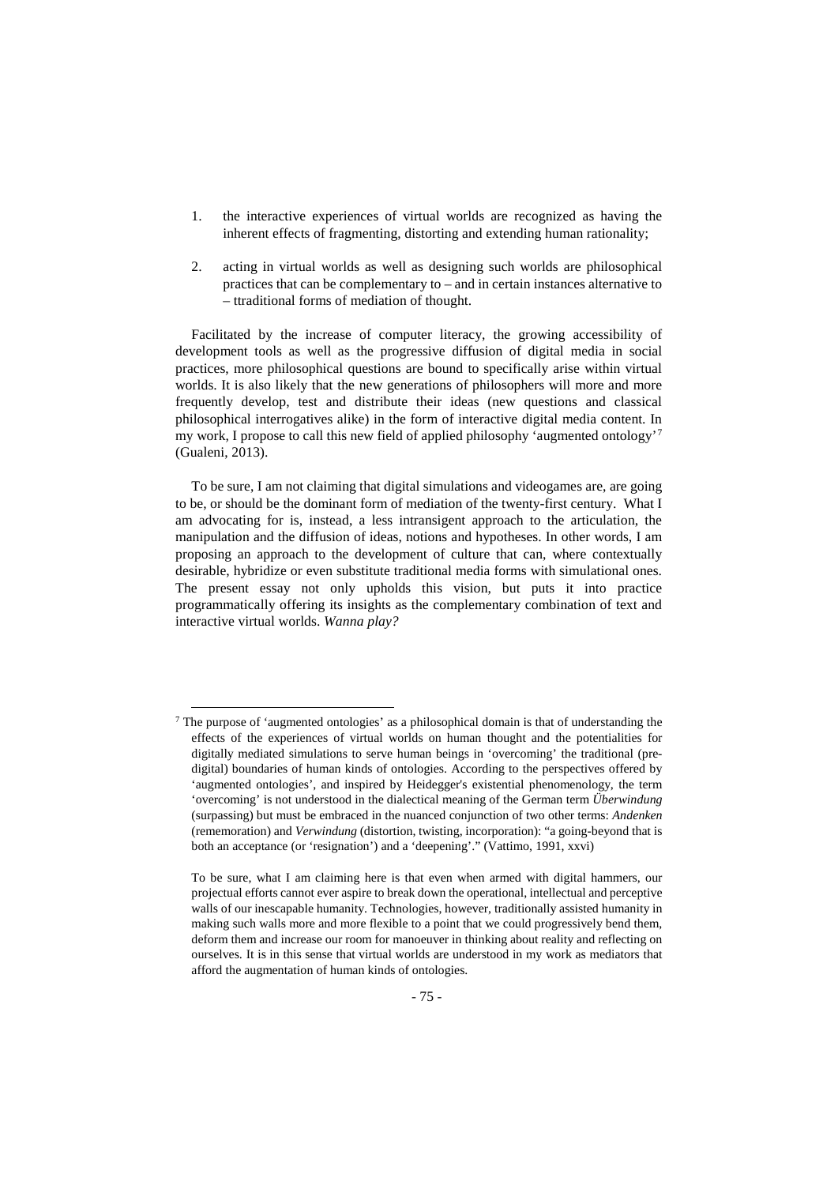1. the interactive experiences of virtual worlds are recognized as having the inherent effects of fragmenting, distorting and extending human rationality;

2. acting in virtual worlds as well as designing such worlds are philosophical practices that can be complementary to – and in certain instances alternative to – ttraditional forms of mediation of thought.

Facilitated by the increase of computer literacy, the growing accessibility of development tools as well as the progressive diffusion of digital media in social practices, more philosophical questions are bound to specifically arise within virtual worlds. It is also likely that the new generations of philosophers will more and more frequently develop, test and distribute their ideas (new questions and classical philosophical interrogatives alike) in the form of interactive digital media content. In my work, I propose to call this new field of applied philosophy 'augmented ontology'[7] (Gualeni, 2013).

To be sure, I am not claiming that digital simulations and videogames are, are going to be, or should be the dominant form of mediation of the twenty-first century. What I am advocating for is, instead, a less intransigent approach to the articulation, the manipulation and the diffusion of ideas, notions and hypotheses. In other words, I am proposing an approach to the development of culture that can, where contextually desirable, hybridize or even substitute traditional media forms with simulational ones. The present essay not only upholds this vision, but puts it into practice programmatically offering its insights as the complementary combination of text and interactive virtual worlds. *Wanna play?*

---

[7] The purpose of 'augmented ontologies' as a philosophical domain is that of understanding the effects of the experiences of virtual worlds on human thought and the potentialities for digitally mediated simulations to serve human beings in 'overcoming' the traditional (pre-digital) boundaries of human kinds of ontologies. According to the perspectives offered by 'augmented ontologies', and inspired by Heidegger's existential phenomenology, the term 'overcoming' is not understood in the dialectical meaning of the German term *Überwindung* (surpassing) but must be embraced in the nuanced conjunction of two other terms: *Andenken* (rememoration) and *Verwindung* (distortion, twisting, incorporation): "a going-beyond that is both an acceptance (or 'resignation') and a 'deepening'." (Vattimo, 1991, xxvi)

To be sure, what I am claiming here is that even when armed with digital hammers, our projectual efforts cannot ever aspire to break down the operational, intellectual and perceptive walls of our inescapable humanity. Technologies, however, traditionally assisted humanity in making such walls more and more flexible to a point that we could progressively bend them, deform them and increase our room for manoeuver in thinking about reality and reflecting on ourselves. It is in this sense that virtual worlds are understood in my work as mediators that afford the augmentation of human kinds of ontologies.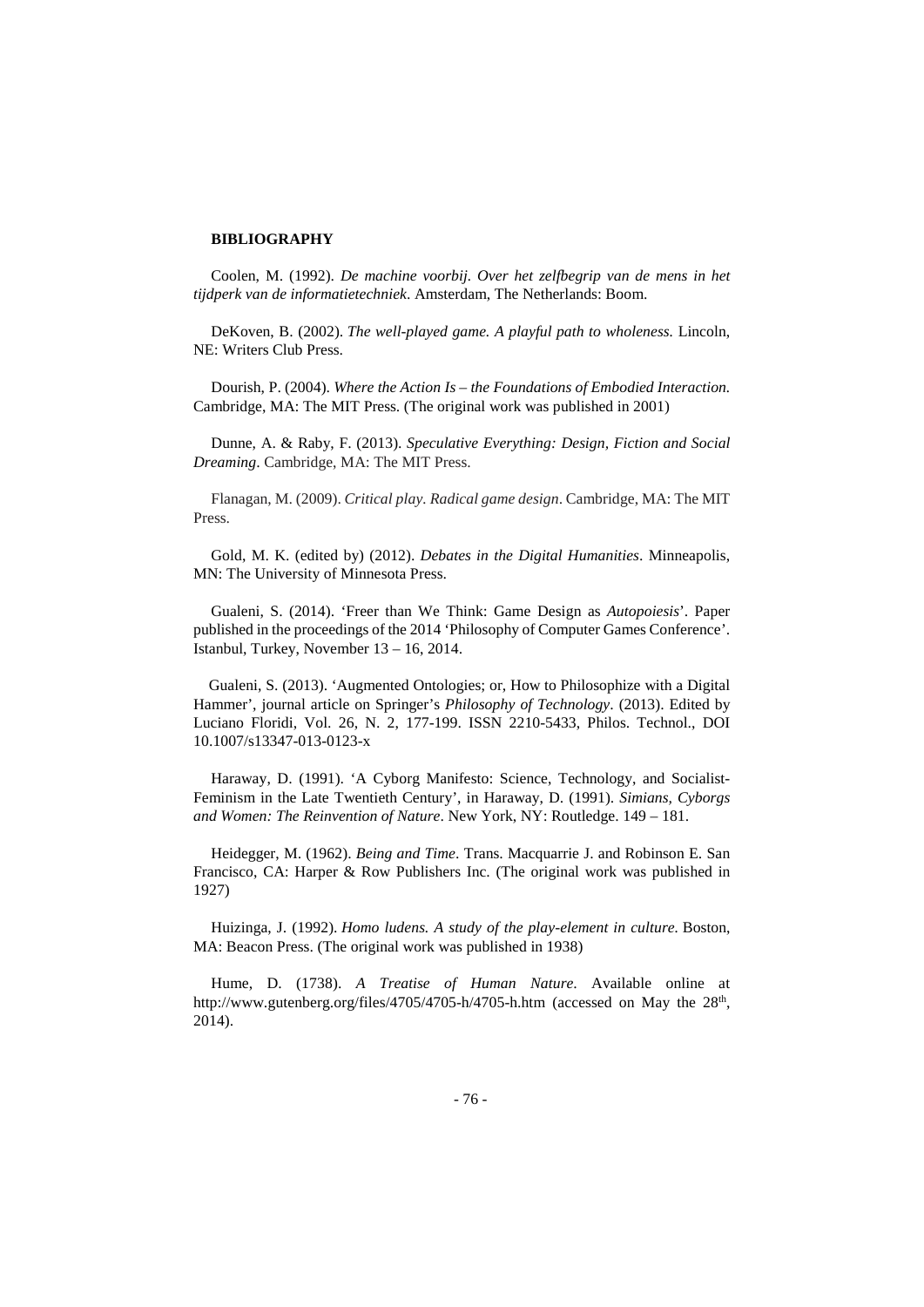**BIBLIOGRAPHY**

Coolen, M. (1992). *De machine voorbij. Over het zelfbegrip van de mens in het tijdperk van de informatietechniek*. Amsterdam, The Netherlands: Boom.

DeKoven, B. (2002). *The well-played game. A playful path to wholeness.* Lincoln, NE: Writers Club Press.

Dourish, P. (2004). *Where the Action Is – the Foundations of Embodied Interaction.* Cambridge, MA: The MIT Press. (The original work was published in 2001)

Dunne, A. & Raby, F. (2013). *Speculative Everything: Design, Fiction and Social Dreaming*. Cambridge, MA: The MIT Press.

Flanagan, M. (2009). *Critical play. Radical game design*. Cambridge, MA: The MIT Press.

Gold, M. K. (edited by) (2012). *Debates in the Digital Humanities*. Minneapolis, MN: The University of Minnesota Press.

Gualeni, S. (2014). 'Freer than We Think: Game Design as *Autopoiesis*'. Paper published in the proceedings of the 2014 'Philosophy of Computer Games Conference'. Istanbul, Turkey, November 13 – 16, 2014.

Gualeni, S. (2013). 'Augmented Ontologies; or, How to Philosophize with a Digital Hammer', journal article on Springer's *Philosophy of Technology*. (2013). Edited by Luciano Floridi, Vol. 26, N. 2, 177-199. ISSN 2210-5433, Philos. Technol., DOI 10.1007/s13347-013-0123-x

Haraway, D. (1991). 'A Cyborg Manifesto: Science, Technology, and Socialist-Feminism in the Late Twentieth Century', in Haraway, D. (1991). *Simians, Cyborgs and Women: The Reinvention of Nature*. New York, NY: Routledge. 149 – 181.

Heidegger, M. (1962). *Being and Time*. Trans. Macquarrie J. and Robinson E. San Francisco, CA: Harper & Row Publishers Inc. (The original work was published in 1927)

Huizinga, J. (1992). *Homo ludens. A study of the play-element in culture.* Boston, MA: Beacon Press. (The original work was published in 1938)

Hume, D. (1738). *A Treatise of Human Nature*. Available online at http://www.gutenberg.org/files/4705/4705-h/4705-h.htm (accessed on May the 28th, 2014).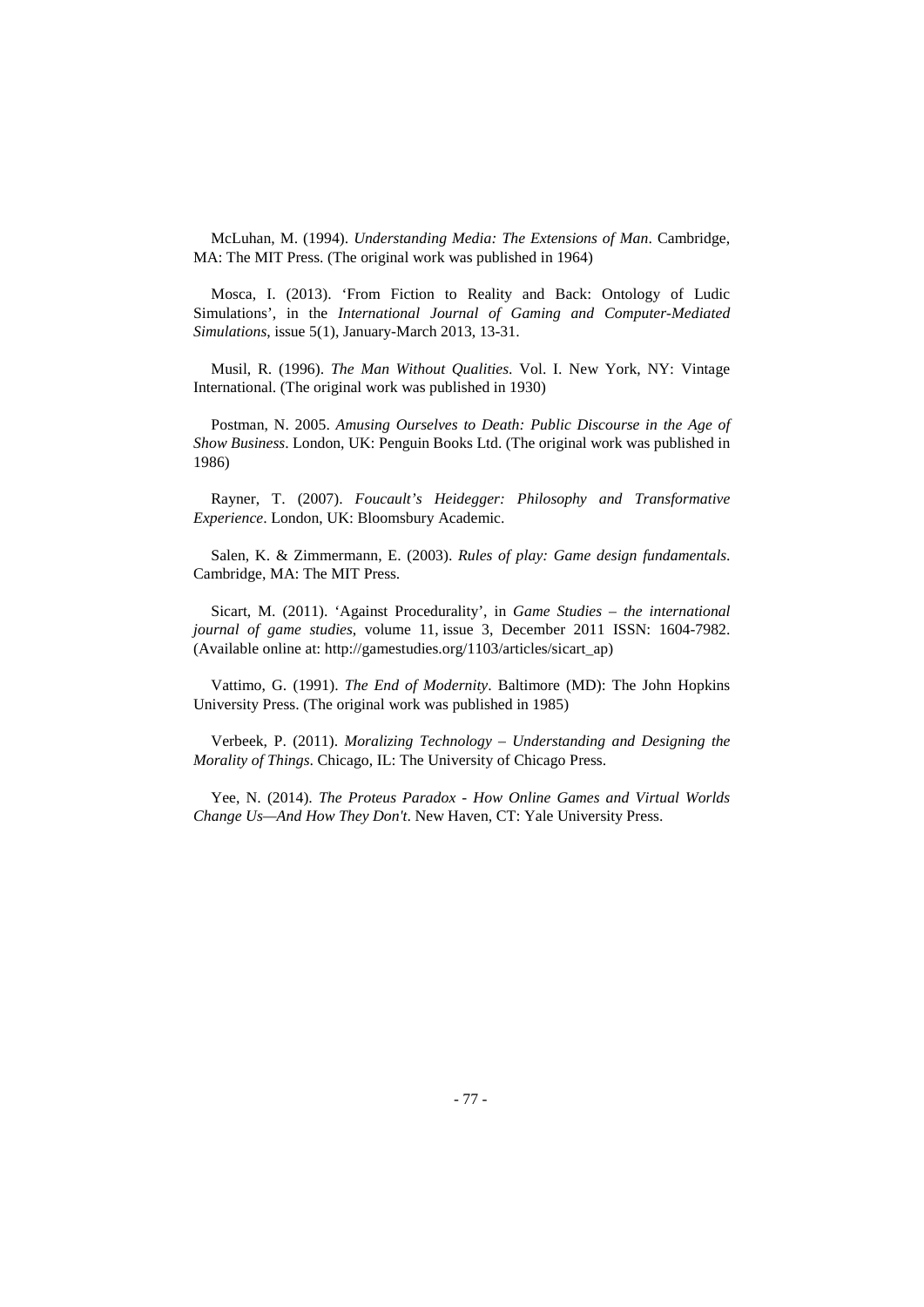McLuhan, M. (1994). *Understanding Media: The Extensions of Man*. Cambridge, MA: The MIT Press. (The original work was published in 1964)

Mosca, I. (2013). 'From Fiction to Reality and Back: Ontology of Ludic Simulations', in the *International Journal of Gaming and Computer-Mediated Simulations*, issue 5(1), January-March 2013, 13-31.

Musil, R. (1996). *The Man Without Qualities*. Vol. I. New York, NY: Vintage International. (The original work was published in 1930)

Postman, N. 2005. *Amusing Ourselves to Death: Public Discourse in the Age of Show Business*. London, UK: Penguin Books Ltd. (The original work was published in 1986)

Rayner, T. (2007). *Foucault's Heidegger: Philosophy and Transformative Experience*. London, UK: Bloomsbury Academic.

Salen, K. & Zimmermann, E. (2003). *Rules of play: Game design fundamentals*. Cambridge, MA: The MIT Press.

Sicart, M. (2011). 'Against Procedurality', in *Game Studies – the international journal of game studies*, volume 11, issue 3, December 2011 ISSN: 1604-7982. (Available online at: http://gamestudies.org/1103/articles/sicart_ap)

Vattimo, G. (1991). *The End of Modernity*. Baltimore (MD): The John Hopkins University Press. (The original work was published in 1985)

Verbeek, P. (2011). *Moralizing Technology – Understanding and Designing the Morality of Things*. Chicago, IL: The University of Chicago Press.

Yee, N. (2014). *The Proteus Paradox - How Online Games and Virtual Worlds Change Us—And How They Don't*. New Haven, CT: Yale University Press.